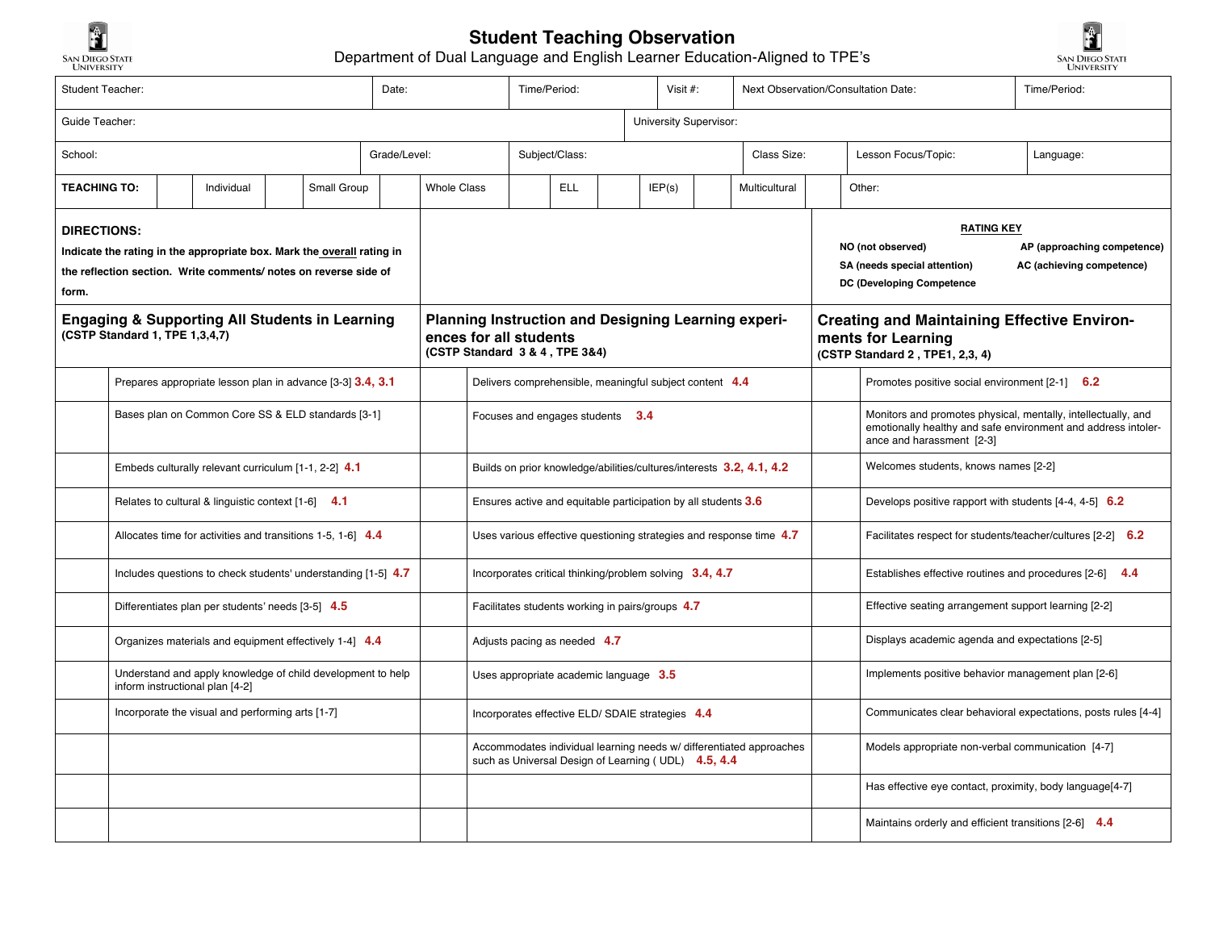# Student Teaching Observation

Department of Dual Language and English Learner Education-Aligned to TPE's

| Student Teacher: | Date: | Time/Period: | Visit #: | Next Observation/Consultation Date: | Time/Period: |
|---|---|---|---|---|---|

| Guide Teacher: | University Supervisor: |
|---|---|

| School: | Grade/Level: | Subject/Class: | Class Size: | Lesson Focus/Topic: | Language: |
|---|---|---|---|---|---|

| TEACHING TO: | | Individual | | Small Group | | Whole Class | | ELL | | IEP(s) | | Multicultural | | Other: |
|---|---|---|---|---|---|---|---|---|---|---|---|---|---|---|

**DIRECTIONS:**

**Indicate the rating in the appropriate box. Mark the overall rating in the reflection section. Write comments/ notes on reverse side of form.**

**RATING KEY**

- **NO (not observed)**
- **AP (approaching competence)**
- **SA (needs special attention)**
- **AC (achieving competence)**
- **DC (Developing Competence**

| | **Engaging & Supporting All Students in Learning** (CSTP Standard 1, TPE 1,3,4,7) | | **Planning Instruction and Designing Learning experiences for all students** (CSTP Standard 3 & 4 , TPE 3&4) | | **Creating and Maintaining Effective Environments for Learning** (CSTP Standard 2 , TPE1, 2,3, 4) |
|---|---|---|---|---|---|
| | Prepares appropriate lesson plan in advance [3-3] 3.4, 3.1 | | Delivers comprehensible, meaningful subject content 4.4 | | Promotes positive social environment [2-1] 6.2 |
| | Bases plan on Common Core SS & ELD standards [3-1] | | Focuses and engages students 3.4 | | Monitors and promotes physical, mentally, intellectually, and emotionally healthy and safe environment and address intolerance and harassment [2-3] |
| | Embeds culturally relevant curriculum [1-1, 2-2] 4.1 | | Builds on prior knowledge/abilities/cultures/interests 3.2, 4.1, 4.2 | | Welcomes students, knows names [2-2] |
| | Relates to cultural & linguistic context [1-6] 4.1 | | Ensures active and equitable participation by all students 3.6 | | Develops positive rapport with students [4-4, 4-5] 6.2 |
| | Allocates time for activities and transitions 1-5, 1-6] 4.4 | | Uses various effective questioning strategies and response time 4.7 | | Facilitates respect for students/teacher/cultures [2-2] 6.2 |
| | Includes questions to check students' understanding [1-5] 4.7 | | Incorporates critical thinking/problem solving 3.4, 4.7 | | Establishes effective routines and procedures [2-6] 4.4 |
| | Differentiates plan per students' needs [3-5] 4.5 | | Facilitates students working in pairs/groups 4.7 | | Effective seating arrangement support learning [2-2] |
| | Organizes materials and equipment effectively 1-4] 4.4 | | Adjusts pacing as needed 4.7 | | Displays academic agenda and expectations [2-5] |
| | Understand and apply knowledge of child development to help inform instructional plan [4-2] | | Uses appropriate academic language 3.5 | | Implements positive behavior management plan [2-6] |
| | Incorporate the visual and performing arts [1-7] | | Incorporates effective ELD/ SDAIE strategies 4.4 | | Communicates clear behavioral expectations, posts rules [4-4] |
| | | | Accommodates individual learning needs w/ differentiated approaches such as Universal Design of Learning ( UDL) 4.5, 4.4 | | Models appropriate non-verbal communication [4-7] |
| | | | | | Has effective eye contact, proximity, body language[4-7] |
| | | | | | Maintains orderly and efficient transitions [2-6] 4.4 |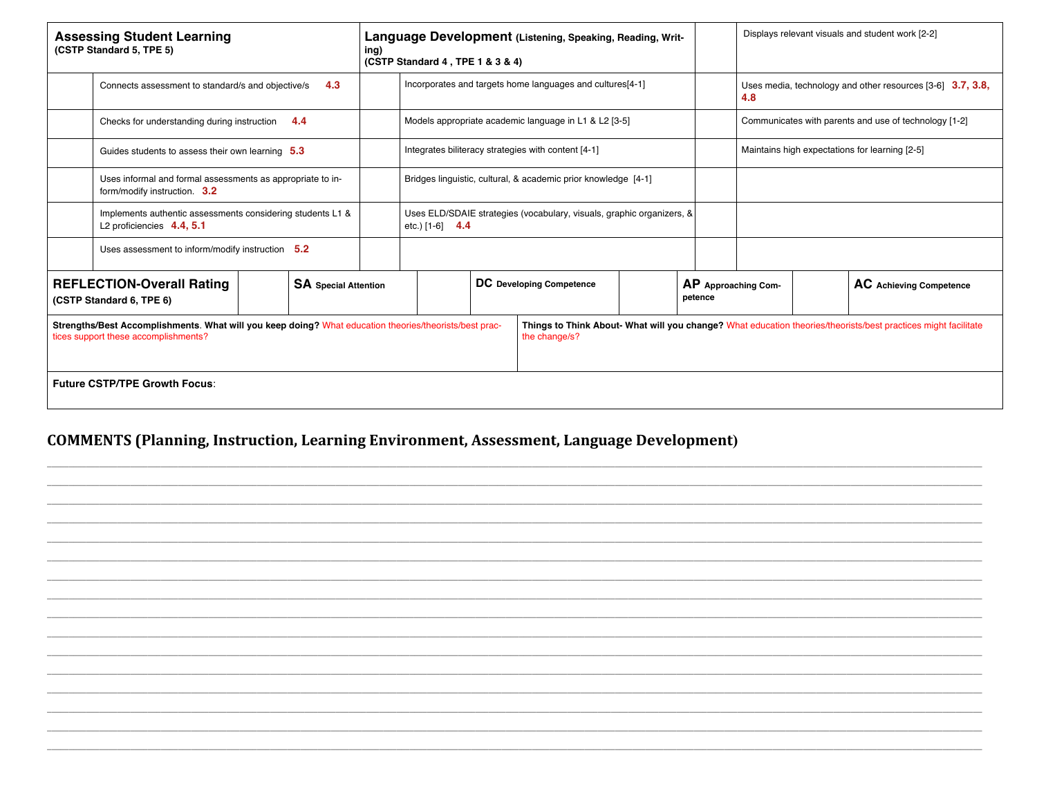| | | | | | |
|---|---|---|---|---|---|
| **Assessing Student Learning** (CSTP Standard 5, TPE 5) | | **Language Development** (Listening, Speaking, Reading, Writing) (CSTP Standard 4 , TPE 1 & 3 & 4) | | | Displays relevant visuals and student work [2-2] |
| | Connects assessment to standard/s and objective/s 4.3 | | Incorporates and targets home languages and cultures[4-1] | | Uses media, technology and other resources [3-6] 3.7, 3.8, 4.8 |
| | Checks for understanding during instruction 4.4 | | Models appropriate academic language in L1 & L2 [3-5] | | Communicates with parents and use of technology [1-2] |
| | Guides students to assess their own learning 5.3 | | Integrates biliteracy strategies with content [4-1] | | Maintains high expectations for learning [2-5] |
| | Uses informal and formal assessments as appropriate to inform/modify instruction. 3.2 | | Bridges linguistic, cultural, & academic prior knowledge [4-1] | | |
| | Implements authentic assessments considering students L1 & L2 proficiencies 4.4, 5.1 | | Uses ELD/SDAIE strategies (vocabulary, visuals, graphic organizers, & etc.) [1-6] 4.4 | | |
| | Uses assessment to inform/modify instruction 5.2 | | | | |

| | | | | | | | |
|---|---|---|---|---|---|---|---|
| **REFLECTION-Overall Rating** (CSTP Standard 6, TPE 6) | | **SA** Special Attention | | **DC** Developing Competence | | **AP** Approaching Competence | | **AC** Achieving Competence |

**Strengths/Best Accomplishments**. **What will you keep doing?** What education theories/theorists/best practices support these accomplishments?

**Things to Think About- What will you change?** What education theories/theorists/best practices might facilitate the change/s?

**Future CSTP/TPE Growth Focus**:

## COMMENTS (Planning, Instruction, Learning Environment, Assessment, Language Development)